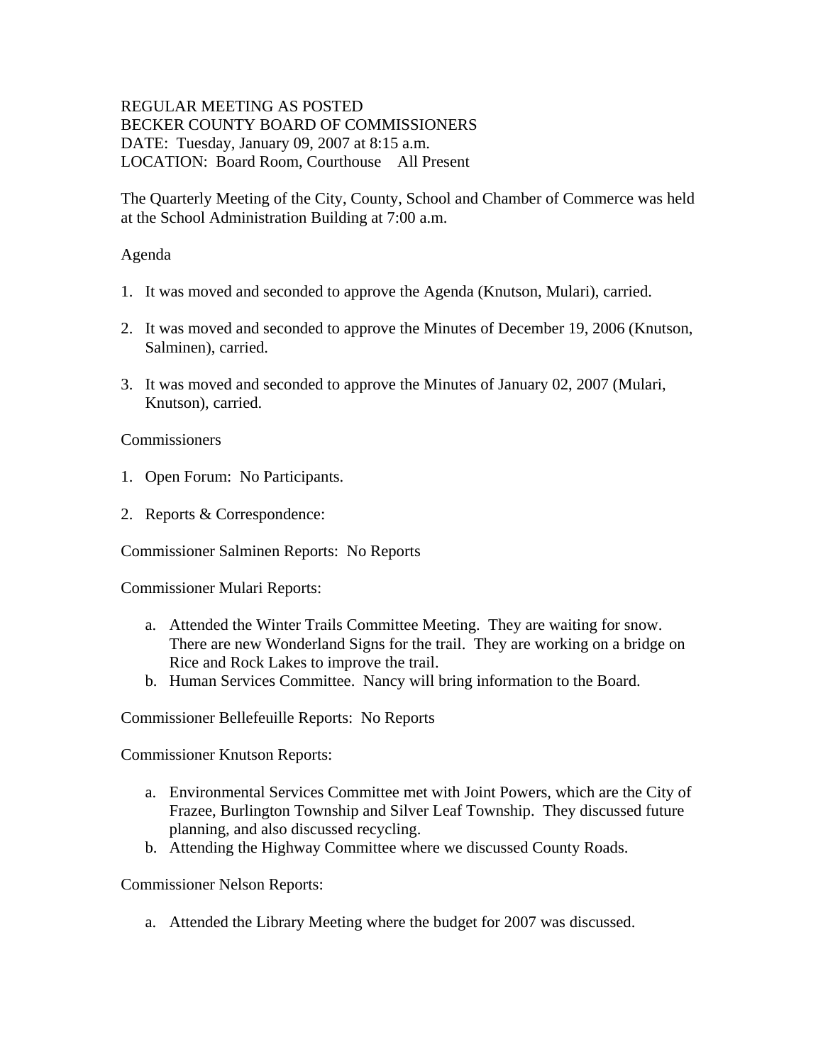REGULAR MEETING AS POSTED
BECKER COUNTY BOARD OF COMMISSIONERS
DATE: Tuesday, January 09, 2007 at 8:15 a.m.
LOCATION: Board Room, Courthouse All Present

The Quarterly Meeting of the City, County, School and Chamber of Commerce was held at the School Administration Building at 7:00 a.m.

Agenda

1. It was moved and seconded to approve the Agenda (Knutson, Mulari), carried.

2. It was moved and seconded to approve the Minutes of December 19, 2006 (Knutson, Salminen), carried.

3. It was moved and seconded to approve the Minutes of January 02, 2007 (Mulari, Knutson), carried.

Commissioners

1. Open Forum: No Participants.

2. Reports & Correspondence:

Commissioner Salminen Reports: No Reports

Commissioner Mulari Reports:

a. Attended the Winter Trails Committee Meeting. They are waiting for snow. There are new Wonderland Signs for the trail. They are working on a bridge on Rice and Rock Lakes to improve the trail.
b. Human Services Committee. Nancy will bring information to the Board.

Commissioner Bellefeuille Reports: No Reports

Commissioner Knutson Reports:

a. Environmental Services Committee met with Joint Powers, which are the City of Frazee, Burlington Township and Silver Leaf Township. They discussed future planning, and also discussed recycling.
b. Attending the Highway Committee where we discussed County Roads.

Commissioner Nelson Reports:

a. Attended the Library Meeting where the budget for 2007 was discussed.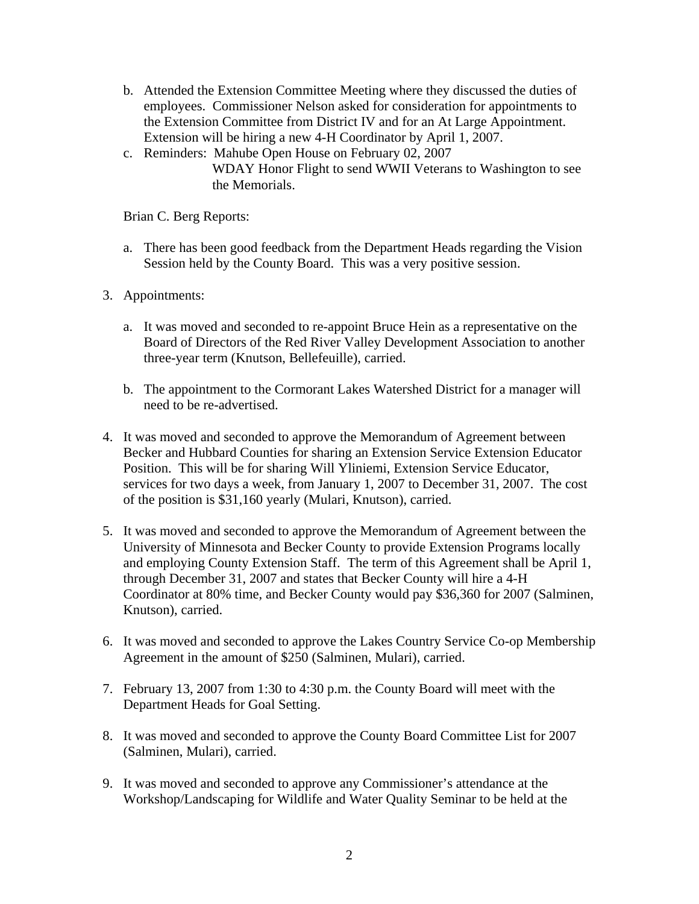b. Attended the Extension Committee Meeting where they discussed the duties of employees. Commissioner Nelson asked for consideration for appointments to the Extension Committee from District IV and for an At Large Appointment. Extension will be hiring a new 4-H Coordinator by April 1, 2007.
c. Reminders: Mahube Open House on February 02, 2007
   WDAY Honor Flight to send WWII Veterans to Washington to see the Memorials.

Brian C. Berg Reports:

a. There has been good feedback from the Department Heads regarding the Vision Session held by the County Board. This was a very positive session.

3. Appointments:

   a. It was moved and seconded to re-appoint Bruce Hein as a representative on the Board of Directors of the Red River Valley Development Association to another three-year term (Knutson, Bellefeuille), carried.

   b. The appointment to the Cormorant Lakes Watershed District for a manager will need to be re-advertised.

4. It was moved and seconded to approve the Memorandum of Agreement between Becker and Hubbard Counties for sharing an Extension Service Extension Educator Position. This will be for sharing Will Yliniemi, Extension Service Educator, services for two days a week, from January 1, 2007 to December 31, 2007. The cost of the position is $31,160 yearly (Mulari, Knutson), carried.

5. It was moved and seconded to approve the Memorandum of Agreement between the University of Minnesota and Becker County to provide Extension Programs locally and employing County Extension Staff. The term of this Agreement shall be April 1, through December 31, 2007 and states that Becker County will hire a 4-H Coordinator at 80% time, and Becker County would pay $36,360 for 2007 (Salminen, Knutson), carried.

6. It was moved and seconded to approve the Lakes Country Service Co-op Membership Agreement in the amount of $250 (Salminen, Mulari), carried.

7. February 13, 2007 from 1:30 to 4:30 p.m. the County Board will meet with the Department Heads for Goal Setting.

8. It was moved and seconded to approve the County Board Committee List for 2007 (Salminen, Mulari), carried.

9. It was moved and seconded to approve any Commissioner's attendance at the Workshop/Landscaping for Wildlife and Water Quality Seminar to be held at the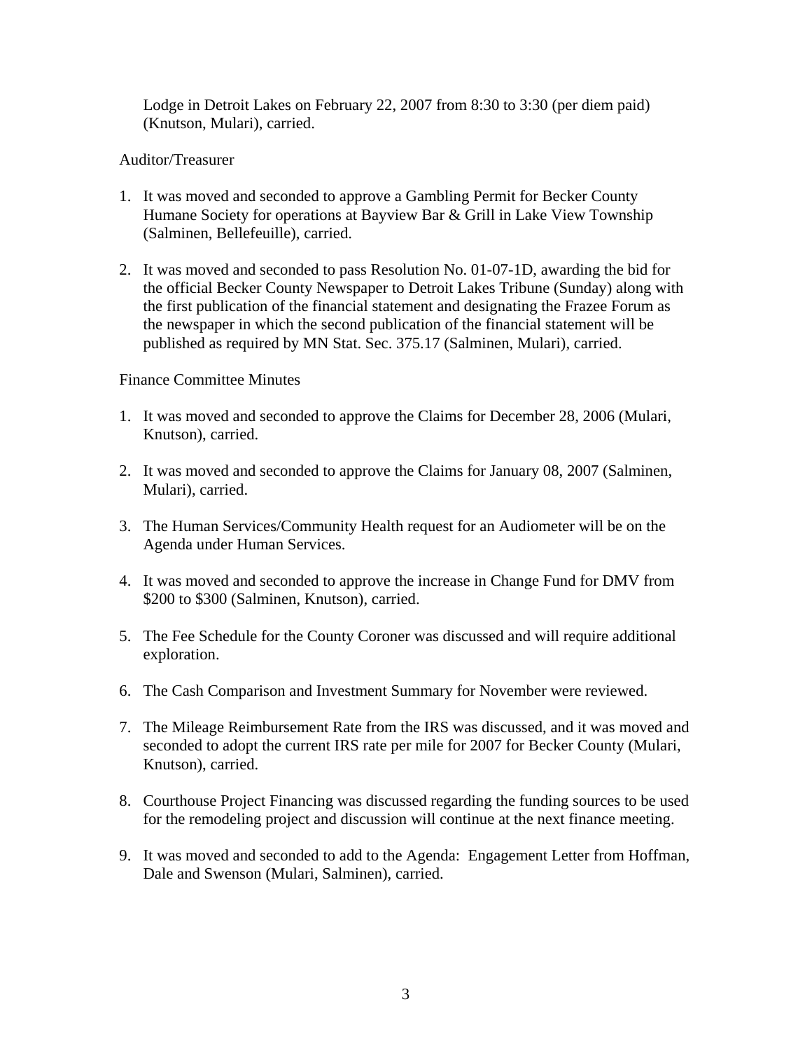Lodge in Detroit Lakes on February 22, 2007 from 8:30 to 3:30 (per diem paid) (Knutson, Mulari), carried.

Auditor/Treasurer

1. It was moved and seconded to approve a Gambling Permit for Becker County Humane Society for operations at Bayview Bar & Grill in Lake View Township (Salminen, Bellefeuille), carried.

2. It was moved and seconded to pass Resolution No. 01-07-1D, awarding the bid for the official Becker County Newspaper to Detroit Lakes Tribune (Sunday) along with the first publication of the financial statement and designating the Frazee Forum as the newspaper in which the second publication of the financial statement will be published as required by MN Stat. Sec. 375.17 (Salminen, Mulari), carried.

Finance Committee Minutes

1. It was moved and seconded to approve the Claims for December 28, 2006 (Mulari, Knutson), carried.

2. It was moved and seconded to approve the Claims for January 08, 2007 (Salminen, Mulari), carried.

3. The Human Services/Community Health request for an Audiometer will be on the Agenda under Human Services.

4. It was moved and seconded to approve the increase in Change Fund for DMV from $200 to $300 (Salminen, Knutson), carried.

5. The Fee Schedule for the County Coroner was discussed and will require additional exploration.

6. The Cash Comparison and Investment Summary for November were reviewed.

7. The Mileage Reimbursement Rate from the IRS was discussed, and it was moved and seconded to adopt the current IRS rate per mile for 2007 for Becker County (Mulari, Knutson), carried.

8. Courthouse Project Financing was discussed regarding the funding sources to be used for the remodeling project and discussion will continue at the next finance meeting.

9. It was moved and seconded to add to the Agenda: Engagement Letter from Hoffman, Dale and Swenson (Mulari, Salminen), carried.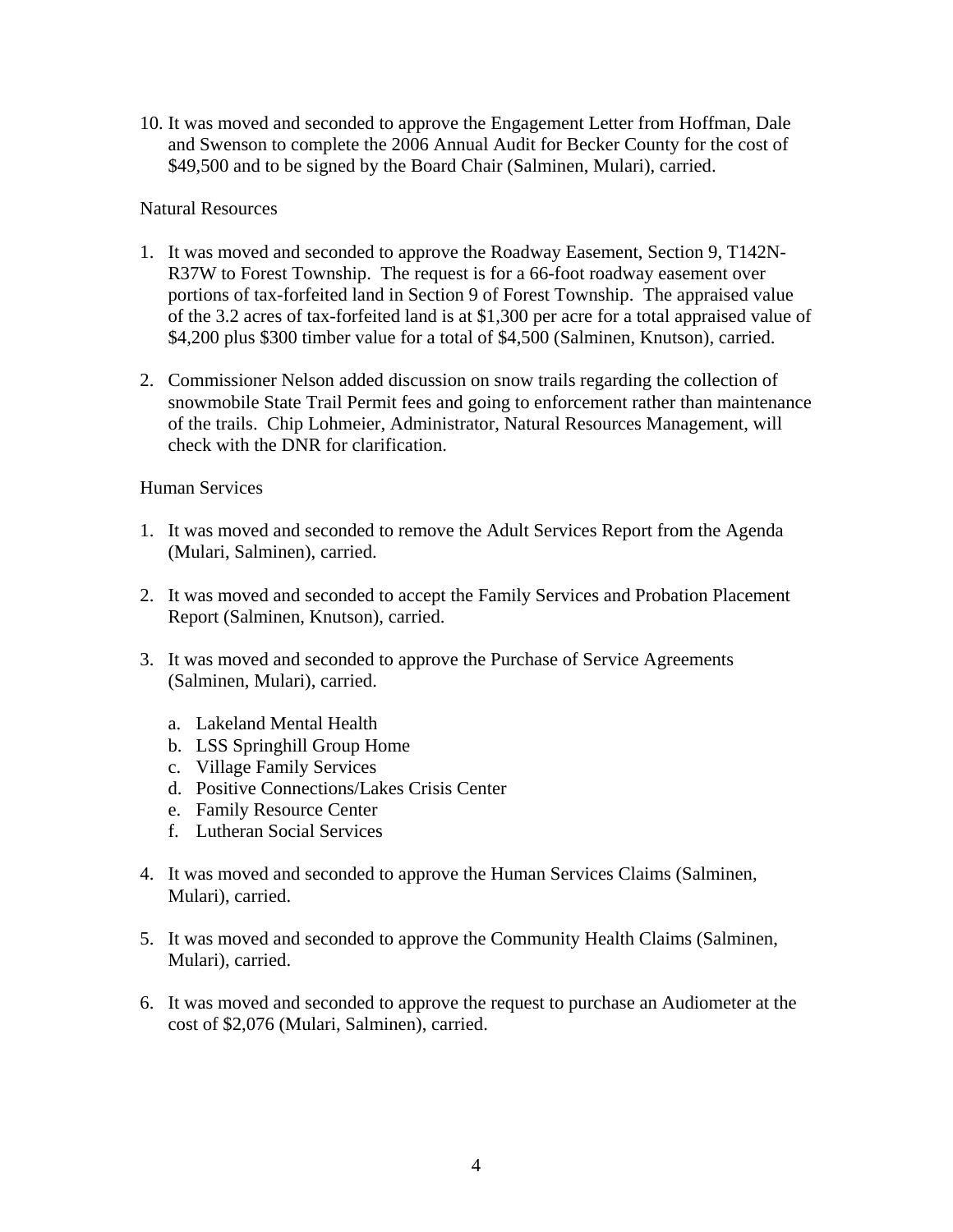10. It was moved and seconded to approve the Engagement Letter from Hoffman, Dale and Swenson to complete the 2006 Annual Audit for Becker County for the cost of $49,500 and to be signed by the Board Chair (Salminen, Mulari), carried.

Natural Resources

1. It was moved and seconded to approve the Roadway Easement, Section 9, T142N-R37W to Forest Township. The request is for a 66-foot roadway easement over portions of tax-forfeited land in Section 9 of Forest Township. The appraised value of the 3.2 acres of tax-forfeited land is at $1,300 per acre for a total appraised value of $4,200 plus $300 timber value for a total of $4,500 (Salminen, Knutson), carried.

2. Commissioner Nelson added discussion on snow trails regarding the collection of snowmobile State Trail Permit fees and going to enforcement rather than maintenance of the trails. Chip Lohmeier, Administrator, Natural Resources Management, will check with the DNR for clarification.

Human Services

1. It was moved and seconded to remove the Adult Services Report from the Agenda (Mulari, Salminen), carried.

2. It was moved and seconded to accept the Family Services and Probation Placement Report (Salminen, Knutson), carried.

3. It was moved and seconded to approve the Purchase of Service Agreements (Salminen, Mulari), carried.

   a. Lakeland Mental Health
   b. LSS Springhill Group Home
   c. Village Family Services
   d. Positive Connections/Lakes Crisis Center
   e. Family Resource Center
   f. Lutheran Social Services

4. It was moved and seconded to approve the Human Services Claims (Salminen, Mulari), carried.

5. It was moved and seconded to approve the Community Health Claims (Salminen, Mulari), carried.

6. It was moved and seconded to approve the request to purchase an Audiometer at the cost of $2,076 (Mulari, Salminen), carried.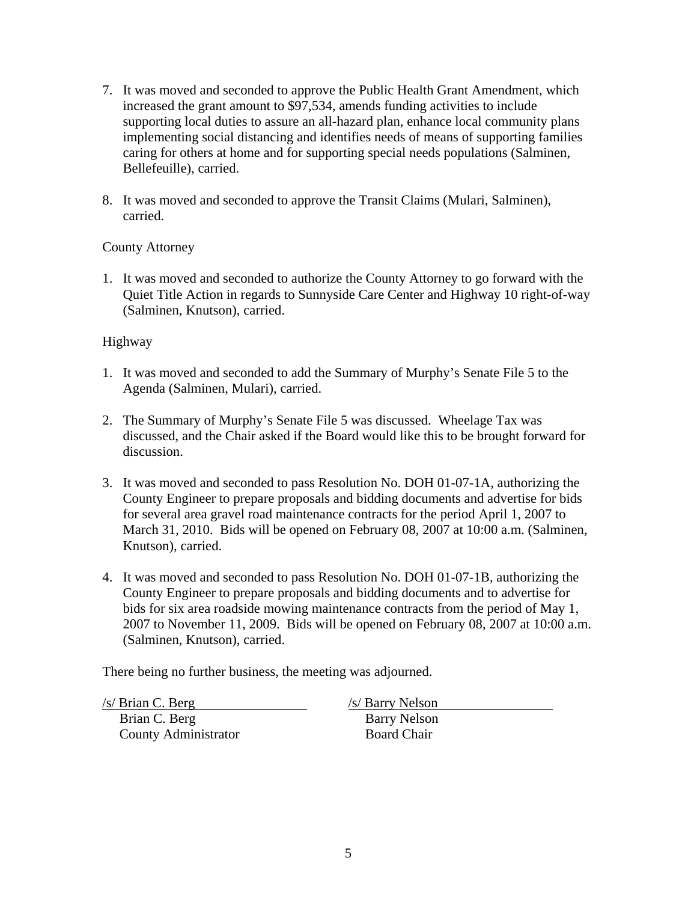7. It was moved and seconded to approve the Public Health Grant Amendment, which increased the grant amount to $97,534, amends funding activities to include supporting local duties to assure an all-hazard plan, enhance local community plans implementing social distancing and identifies needs of means of supporting families caring for others at home and for supporting special needs populations (Salminen, Bellefeuille), carried.

8. It was moved and seconded to approve the Transit Claims (Mulari, Salminen), carried.

County Attorney

1. It was moved and seconded to authorize the County Attorney to go forward with the Quiet Title Action in regards to Sunnyside Care Center and Highway 10 right-of-way (Salminen, Knutson), carried.

Highway

1. It was moved and seconded to add the Summary of Murphy's Senate File 5 to the Agenda (Salminen, Mulari), carried.

2. The Summary of Murphy's Senate File 5 was discussed. Wheelage Tax was discussed, and the Chair asked if the Board would like this to be brought forward for discussion.

3. It was moved and seconded to pass Resolution No. DOH 01-07-1A, authorizing the County Engineer to prepare proposals and bidding documents and advertise for bids for several area gravel road maintenance contracts for the period April 1, 2007 to March 31, 2010. Bids will be opened on February 08, 2007 at 10:00 a.m. (Salminen, Knutson), carried.

4. It was moved and seconded to pass Resolution No. DOH 01-07-1B, authorizing the County Engineer to prepare proposals and bidding documents and to advertise for bids for six area roadside mowing maintenance contracts from the period of May 1, 2007 to November 11, 2009. Bids will be opened on February 08, 2007 at 10:00 a.m. (Salminen, Knutson), carried.

There being no further business, the meeting was adjourned.

/s/ Brian C. Berg
Brian C. Berg
County Administrator

/s/ Barry Nelson
Barry Nelson
Board Chair